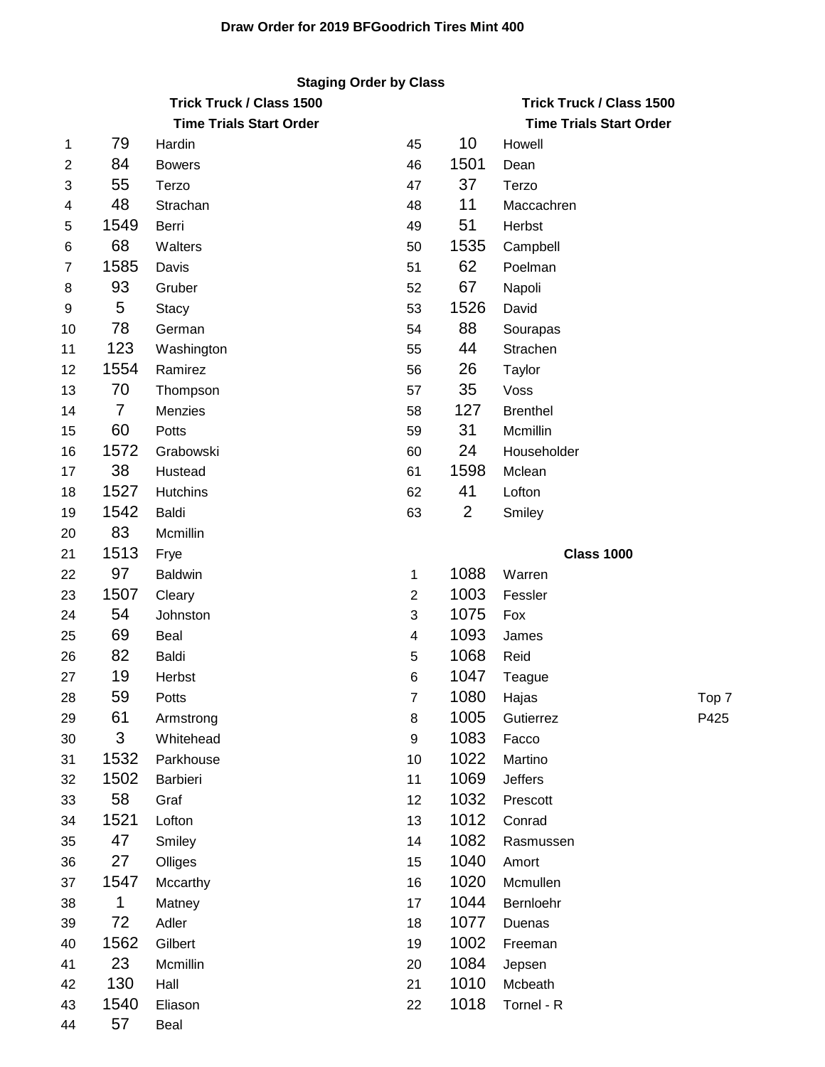# Draw Order for 2019 BFGoodrich Tires Mint 400

## Staging Order by Class

### Trick Truck / Class 1500

**Time Trials Start Order**

| # | No. | Name |
|---|---|---|
| 1 | 79 | Hardin |
| 2 | 84 | Bowers |
| 3 | 55 | Terzo |
| 4 | 48 | Strachan |
| 5 | 1549 | Berri |
| 6 | 68 | Walters |
| 7 | 1585 | Davis |
| 8 | 93 | Gruber |
| 9 | 5 | Stacy |
| 10 | 78 | German |
| 11 | 123 | Washington |
| 12 | 1554 | Ramirez |
| 13 | 70 | Thompson |
| 14 | 7 | Menzies |
| 15 | 60 | Potts |
| 16 | 1572 | Grabowski |
| 17 | 38 | Hustead |
| 18 | 1527 | Hutchins |
| 19 | 1542 | Baldi |
| 20 | 83 | Mcmillin |
| 21 | 1513 | Frye |
| 22 | 97 | Baldwin |
| 23 | 1507 | Cleary |
| 24 | 54 | Johnston |
| 25 | 69 | Beal |
| 26 | 82 | Baldi |
| 27 | 19 | Herbst |
| 28 | 59 | Potts |
| 29 | 61 | Armstrong |
| 30 | 3 | Whitehead |
| 31 | 1532 | Parkhouse |
| 32 | 1502 | Barbieri |
| 33 | 58 | Graf |
| 34 | 1521 | Lofton |
| 35 | 47 | Smiley |
| 36 | 27 | Olliges |
| 37 | 1547 | Mccarthy |
| 38 | 1 | Matney |
| 39 | 72 | Adler |
| 40 | 1562 | Gilbert |
| 41 | 23 | Mcmillin |
| 42 | 130 | Hall |
| 43 | 1540 | Eliason |
| 44 | 57 | Beal |

### Trick Truck / Class 1500

**Time Trials Start Order**

| # | No. | Name |
|---|---|---|
| 45 | 10 | Howell |
| 46 | 1501 | Dean |
| 47 | 37 | Terzo |
| 48 | 11 | Maccachren |
| 49 | 51 | Herbst |
| 50 | 1535 | Campbell |
| 51 | 62 | Poelman |
| 52 | 67 | Napoli |
| 53 | 1526 | David |
| 54 | 88 | Sourapas |
| 55 | 44 | Strachen |
| 56 | 26 | Taylor |
| 57 | 35 | Voss |
| 58 | 127 | Brenthel |
| 59 | 31 | Mcmillin |
| 60 | 24 | Householder |
| 61 | 1598 | Mclean |
| 62 | 41 | Lofton |
| 63 | 2 | Smiley |

### Class 1000

| # | No. | Name | |
|---|---|---|---|
| 1 | 1088 | Warren | |
| 2 | 1003 | Fessler | |
| 3 | 1075 | Fox | |
| 4 | 1093 | James | |
| 5 | 1068 | Reid | |
| 6 | 1047 | Teague | |
| 7 | 1080 | Hajas | Top 7 |
| 8 | 1005 | Gutierrez | P425 |
| 9 | 1083 | Facco | |
| 10 | 1022 | Martino | |
| 11 | 1069 | Jeffers | |
| 12 | 1032 | Prescott | |
| 13 | 1012 | Conrad | |
| 14 | 1082 | Rasmussen | |
| 15 | 1040 | Amort | |
| 16 | 1020 | Mcmullen | |
| 17 | 1044 | Bernloehr | |
| 18 | 1077 | Duenas | |
| 19 | 1002 | Freeman | |
| 20 | 1084 | Jepsen | |
| 21 | 1010 | Mcbeath | |
| 22 | 1018 | Tornel - R | |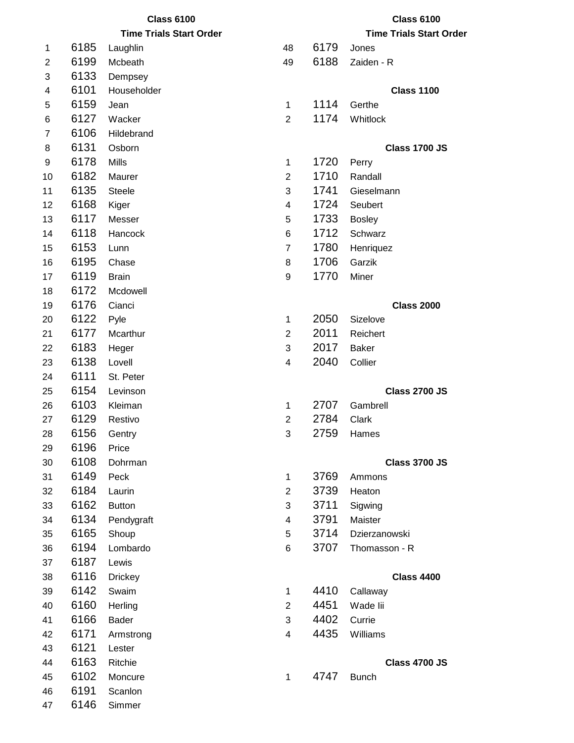## Class 6100

### Time Trials Start Order

| # | No. | Name |
|---|---|---|
| 1 | 6185 | Laughlin |
| 2 | 6199 | Mcbeath |
| 3 | 6133 | Dempsey |
| 4 | 6101 | Householder |
| 5 | 6159 | Jean |
| 6 | 6127 | Wacker |
| 7 | 6106 | Hildebrand |
| 8 | 6131 | Osborn |
| 9 | 6178 | Mills |
| 10 | 6182 | Maurer |
| 11 | 6135 | Steele |
| 12 | 6168 | Kiger |
| 13 | 6117 | Messer |
| 14 | 6118 | Hancock |
| 15 | 6153 | Lunn |
| 16 | 6195 | Chase |
| 17 | 6119 | Brain |
| 18 | 6172 | Mcdowell |
| 19 | 6176 | Cianci |
| 20 | 6122 | Pyle |
| 21 | 6177 | Mcarthur |
| 22 | 6183 | Heger |
| 23 | 6138 | Lovell |
| 24 | 6111 | St. Peter |
| 25 | 6154 | Levinson |
| 26 | 6103 | Kleiman |
| 27 | 6129 | Restivo |
| 28 | 6156 | Gentry |
| 29 | 6196 | Price |
| 30 | 6108 | Dohrman |
| 31 | 6149 | Peck |
| 32 | 6184 | Laurin |
| 33 | 6162 | Button |
| 34 | 6134 | Pendygraft |
| 35 | 6165 | Shoup |
| 36 | 6194 | Lombardo |
| 37 | 6187 | Lewis |
| 38 | 6116 | Drickey |
| 39 | 6142 | Swaim |
| 40 | 6160 | Herling |
| 41 | 6166 | Bader |
| 42 | 6171 | Armstrong |
| 43 | 6121 | Lester |
| 44 | 6163 | Ritchie |
| 45 | 6102 | Moncure |
| 46 | 6191 | Scanlon |
| 47 | 6146 | Simmer |
| 48 | 6179 | Jones |
| 49 | 6188 | Zaiden - R |

### Class 1100

| # | No. | Name |
|---|---|---|
| 1 | 1114 | Gerthe |
| 2 | 1174 | Whitlock |

### Class 1700 JS

| # | No. | Name |
|---|---|---|
| 1 | 1720 | Perry |
| 2 | 1710 | Randall |
| 3 | 1741 | Gieselmann |
| 4 | 1724 | Seubert |
| 5 | 1733 | Bosley |
| 6 | 1712 | Schwarz |
| 7 | 1780 | Henriquez |
| 8 | 1706 | Garzik |
| 9 | 1770 | Miner |

### Class 2000

| # | No. | Name |
|---|---|---|
| 1 | 2050 | Sizelove |
| 2 | 2011 | Reichert |
| 3 | 2017 | Baker |
| 4 | 2040 | Collier |

### Class 2700 JS

| # | No. | Name |
|---|---|---|
| 1 | 2707 | Gambrell |
| 2 | 2784 | Clark |
| 3 | 2759 | Hames |

### Class 3700 JS

| # | No. | Name |
|---|---|---|
| 1 | 3769 | Ammons |
| 2 | 3739 | Heaton |
| 3 | 3711 | Sigwing |
| 4 | 3791 | Maister |
| 5 | 3714 | Dzierzanowski |
| 6 | 3707 | Thomasson - R |

### Class 4400

| # | No. | Name |
|---|---|---|
| 1 | 4410 | Callaway |
| 2 | 4451 | Wade Iii |
| 3 | 4402 | Currie |
| 4 | 4435 | Williams |

### Class 4700 JS

| # | No. | Name |
|---|---|---|
| 1 | 4747 | Bunch |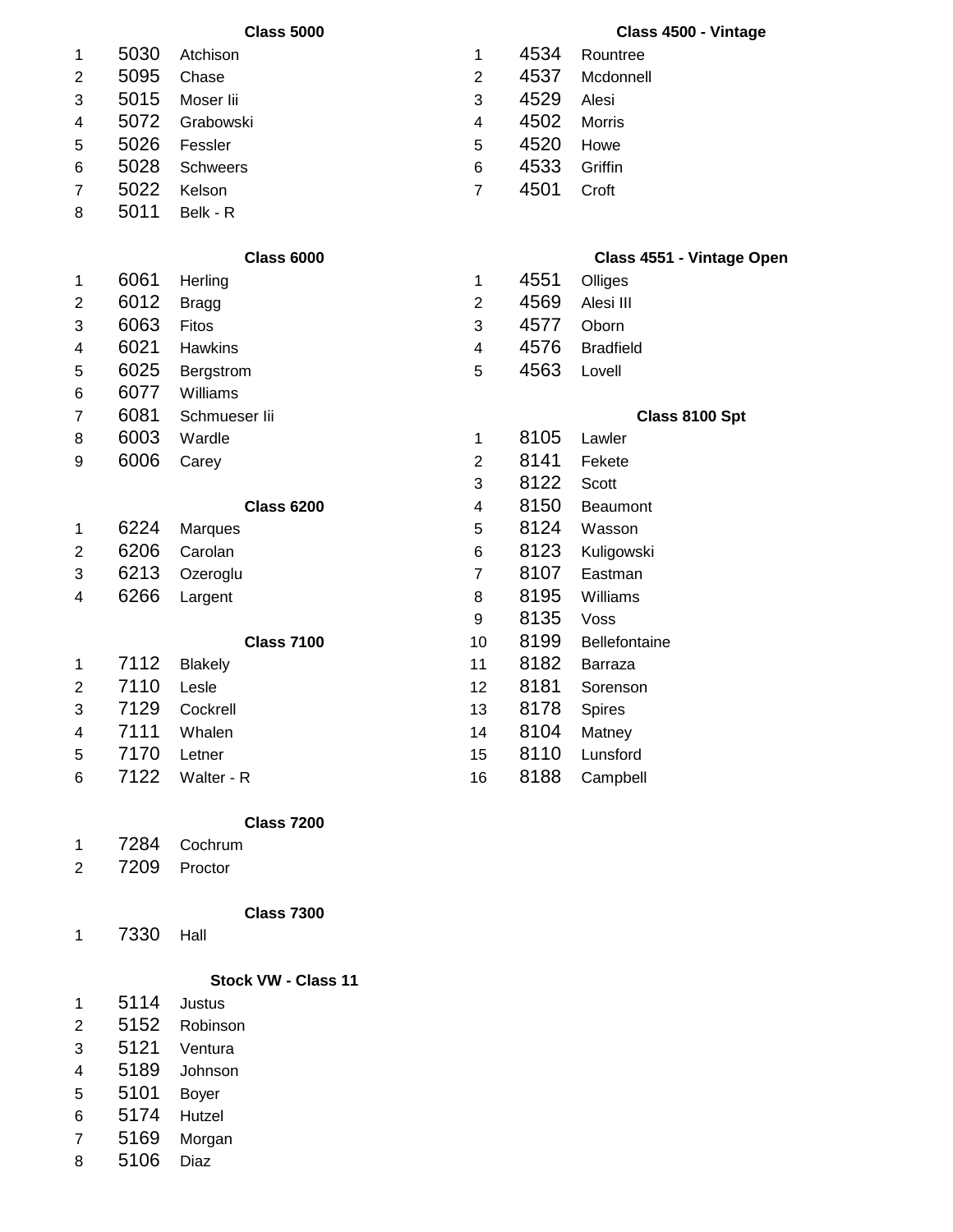### Class 5000

| | | |
|---|---|---|
| 1 | 5030 | Atchison |
| 2 | 5095 | Chase |
| 3 | 5015 | Moser Iii |
| 4 | 5072 | Grabowski |
| 5 | 5026 | Fessler |
| 6 | 5028 | Schweers |
| 7 | 5022 | Kelson |
| 8 | 5011 | Belk - R |

### Class 6000

| | | |
|---|---|---|
| 1 | 6061 | Herling |
| 2 | 6012 | Bragg |
| 3 | 6063 | Fitos |
| 4 | 6021 | Hawkins |
| 5 | 6025 | Bergstrom |
| 6 | 6077 | Williams |
| 7 | 6081 | Schmueser Iii |
| 8 | 6003 | Wardle |
| 9 | 6006 | Carey |

### Class 6200

| | | |
|---|---|---|
| 1 | 6224 | Marques |
| 2 | 6206 | Carolan |
| 3 | 6213 | Ozeroglu |
| 4 | 6266 | Largent |

### Class 7100

| | | |
|---|---|---|
| 1 | 7112 | Blakely |
| 2 | 7110 | Lesle |
| 3 | 7129 | Cockrell |
| 4 | 7111 | Whalen |
| 5 | 7170 | Letner |
| 6 | 7122 | Walter - R |

### Class 7200

| | | |
|---|---|---|
| 1 | 7284 | Cochrum |
| 2 | 7209 | Proctor |

### Class 7300

| | | |
|---|---|---|
| 1 | 7330 | Hall |

### Stock VW - Class 11

| | | |
|---|---|---|
| 1 | 5114 | Justus |
| 2 | 5152 | Robinson |
| 3 | 5121 | Ventura |
| 4 | 5189 | Johnson |
| 5 | 5101 | Boyer |
| 6 | 5174 | Hutzel |
| 7 | 5169 | Morgan |
| 8 | 5106 | Diaz |

### Class 4500 - Vintage

| | | |
|---|---|---|
| 1 | 4534 | Rountree |
| 2 | 4537 | Mcdonnell |
| 3 | 4529 | Alesi |
| 4 | 4502 | Morris |
| 5 | 4520 | Howe |
| 6 | 4533 | Griffin |
| 7 | 4501 | Croft |

### Class 4551 - Vintage Open

| | | |
|---|---|---|
| 1 | 4551 | Olliges |
| 2 | 4569 | Alesi III |
| 3 | 4577 | Oborn |
| 4 | 4576 | Bradfield |
| 5 | 4563 | Lovell |

### Class 8100 Spt

| | | |
|---|---|---|
| 1 | 8105 | Lawler |
| 2 | 8141 | Fekete |
| 3 | 8122 | Scott |
| 4 | 8150 | Beaumont |
| 5 | 8124 | Wasson |
| 6 | 8123 | Kuligowski |
| 7 | 8107 | Eastman |
| 8 | 8195 | Williams |
| 9 | 8135 | Voss |
| 10 | 8199 | Bellefontaine |
| 11 | 8182 | Barraza |
| 12 | 8181 | Sorenson |
| 13 | 8178 | Spires |
| 14 | 8104 | Matney |
| 15 | 8110 | Lunsford |
| 16 | 8188 | Campbell |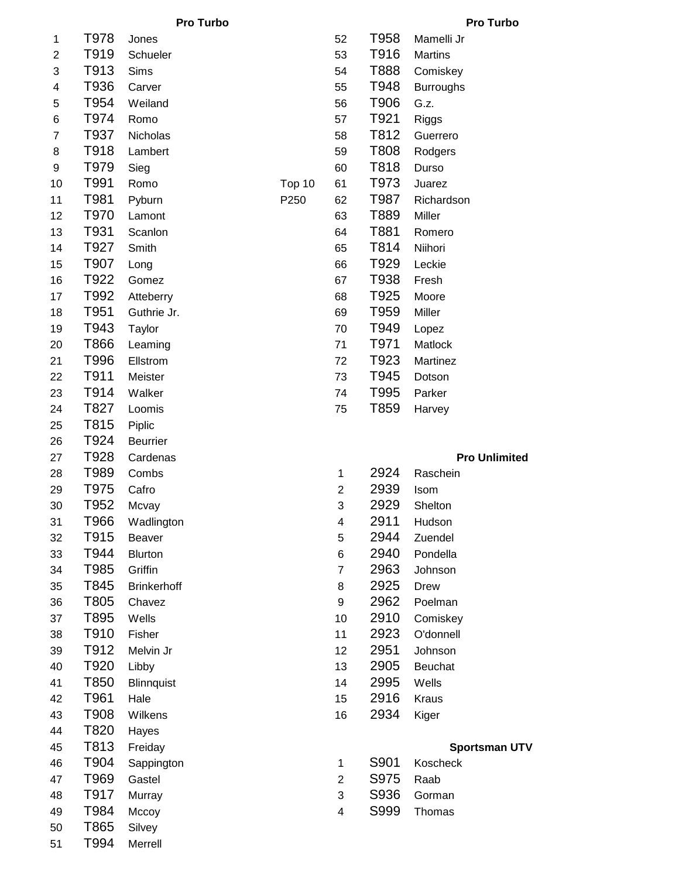## Pro Turbo

| # | Number | Name | |
|---|---|---|---|
| 1 | T978 | Jones | |
| 2 | T919 | Schueler | |
| 3 | T913 | Sims | |
| 4 | T936 | Carver | |
| 5 | T954 | Weiland | |
| 6 | T974 | Romo | |
| 7 | T937 | Nicholas | |
| 8 | T918 | Lambert | |
| 9 | T979 | Sieg | |
| 10 | T991 | Romo | Top 10 |
| 11 | T981 | Pyburn | P250 |
| 12 | T970 | Lamont | |
| 13 | T931 | Scanlon | |
| 14 | T927 | Smith | |
| 15 | T907 | Long | |
| 16 | T922 | Gomez | |
| 17 | T992 | Atteberry | |
| 18 | T951 | Guthrie Jr. | |
| 19 | T943 | Taylor | |
| 20 | T866 | Leaming | |
| 21 | T996 | Ellstrom | |
| 22 | T911 | Meister | |
| 23 | T914 | Walker | |
| 24 | T827 | Loomis | |
| 25 | T815 | Piplic | |
| 26 | T924 | Beurrier | |
| 27 | T928 | Cardenas | |
| 28 | T989 | Combs | |
| 29 | T975 | Cafro | |
| 30 | T952 | Mcvay | |
| 31 | T966 | Wadlington | |
| 32 | T915 | Beaver | |
| 33 | T944 | Blurton | |
| 34 | T985 | Griffin | |
| 35 | T845 | Brinkerhoff | |
| 36 | T805 | Chavez | |
| 37 | T895 | Wells | |
| 38 | T910 | Fisher | |
| 39 | T912 | Melvin Jr | |
| 40 | T920 | Libby | |
| 41 | T850 | Blinnquist | |
| 42 | T961 | Hale | |
| 43 | T908 | Wilkens | |
| 44 | T820 | Hayes | |
| 45 | T813 | Freiday | |
| 46 | T904 | Sappington | |
| 47 | T969 | Gastel | |
| 48 | T917 | Murray | |
| 49 | T984 | Mccoy | |
| 50 | T865 | Silvey | |
| 51 | T994 | Merrell | |
| 52 | T958 | Mamelli Jr | |
| 53 | T916 | Martins | |
| 54 | T888 | Comiskey | |
| 55 | T948 | Burroughs | |
| 56 | T906 | G.z. | |
| 57 | T921 | Riggs | |
| 58 | T812 | Guerrero | |
| 59 | T808 | Rodgers | |
| 60 | T818 | Durso | |
| 61 | T973 | Juarez | |
| 62 | T987 | Richardson | |
| 63 | T889 | Miller | |
| 64 | T881 | Romero | |
| 65 | T814 | Niihori | |
| 66 | T929 | Leckie | |
| 67 | T938 | Fresh | |
| 68 | T925 | Moore | |
| 69 | T959 | Miller | |
| 70 | T949 | Lopez | |
| 71 | T971 | Matlock | |
| 72 | T923 | Martinez | |
| 73 | T945 | Dotson | |
| 74 | T995 | Parker | |
| 75 | T859 | Harvey | |

## Pro Unlimited

| # | Number | Name |
|---|---|---|
| 1 | 2924 | Raschein |
| 2 | 2939 | Isom |
| 3 | 2929 | Shelton |
| 4 | 2911 | Hudson |
| 5 | 2944 | Zuendel |
| 6 | 2940 | Pondella |
| 7 | 2963 | Johnson |
| 8 | 2925 | Drew |
| 9 | 2962 | Poelman |
| 10 | 2910 | Comiskey |
| 11 | 2923 | O'donnell |
| 12 | 2951 | Johnson |
| 13 | 2905 | Beuchat |
| 14 | 2995 | Wells |
| 15 | 2916 | Kraus |
| 16 | 2934 | Kiger |

## Sportsman UTV

| # | Number | Name |
|---|---|---|
| 1 | S901 | Koscheck |
| 2 | S975 | Raab |
| 3 | S936 | Gorman |
| 4 | S999 | Thomas |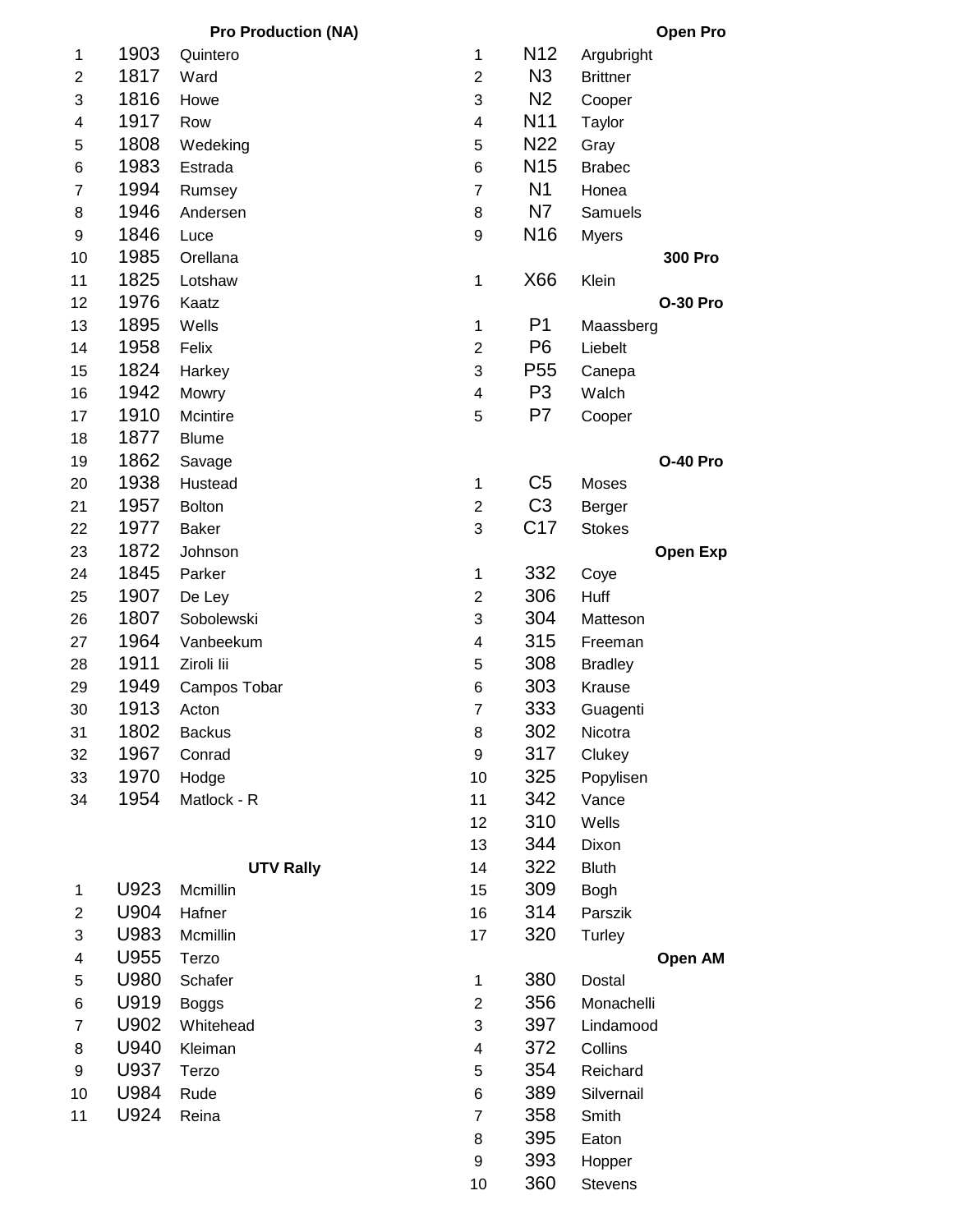## Pro Production (NA)

| | | |
|---|---|---|
| 1 | 1903 | Quintero |
| 2 | 1817 | Ward |
| 3 | 1816 | Howe |
| 4 | 1917 | Row |
| 5 | 1808 | Wedeking |
| 6 | 1983 | Estrada |
| 7 | 1994 | Rumsey |
| 8 | 1946 | Andersen |
| 9 | 1846 | Luce |
| 10 | 1985 | Orellana |
| 11 | 1825 | Lotshaw |
| 12 | 1976 | Kaatz |
| 13 | 1895 | Wells |
| 14 | 1958 | Felix |
| 15 | 1824 | Harkey |
| 16 | 1942 | Mowry |
| 17 | 1910 | Mcintire |
| 18 | 1877 | Blume |
| 19 | 1862 | Savage |
| 20 | 1938 | Hustead |
| 21 | 1957 | Bolton |
| 22 | 1977 | Baker |
| 23 | 1872 | Johnson |
| 24 | 1845 | Parker |
| 25 | 1907 | De Ley |
| 26 | 1807 | Sobolewski |
| 27 | 1964 | Vanbeekum |
| 28 | 1911 | Ziroli Iii |
| 29 | 1949 | Campos Tobar |
| 30 | 1913 | Acton |
| 31 | 1802 | Backus |
| 32 | 1967 | Conrad |
| 33 | 1970 | Hodge |
| 34 | 1954 | Matlock - R |

## UTV Rally

| | | |
|---|---|---|
| 1 | U923 | Mcmillin |
| 2 | U904 | Hafner |
| 3 | U983 | Mcmillin |
| 4 | U955 | Terzo |
| 5 | U980 | Schafer |
| 6 | U919 | Boggs |
| 7 | U902 | Whitehead |
| 8 | U940 | Kleiman |
| 9 | U937 | Terzo |
| 10 | U984 | Rude |
| 11 | U924 | Reina |

## Open Pro

| | | |
|---|---|---|
| 1 | N12 | Argubright |
| 2 | N3 | Brittner |
| 3 | N2 | Cooper |
| 4 | N11 | Taylor |
| 5 | N22 | Gray |
| 6 | N15 | Brabec |
| 7 | N1 | Honea |
| 8 | N7 | Samuels |
| 9 | N16 | Myers |

## 300 Pro

| | | |
|---|---|---|
| 1 | X66 | Klein |

## O-30 Pro

| | | |
|---|---|---|
| 1 | P1 | Maassberg |
| 2 | P6 | Liebelt |
| 3 | P55 | Canepa |
| 4 | P3 | Walch |
| 5 | P7 | Cooper |

## O-40 Pro

| | | |
|---|---|---|
| 1 | C5 | Moses |
| 2 | C3 | Berger |
| 3 | C17 | Stokes |

## Open Exp

| | | |
|---|---|---|
| 1 | 332 | Coye |
| 2 | 306 | Huff |
| 3 | 304 | Matteson |
| 4 | 315 | Freeman |
| 5 | 308 | Bradley |
| 6 | 303 | Krause |
| 7 | 333 | Guagenti |
| 8 | 302 | Nicotra |
| 9 | 317 | Clukey |
| 10 | 325 | Popylisen |
| 11 | 342 | Vance |
| 12 | 310 | Wells |
| 13 | 344 | Dixon |
| 14 | 322 | Bluth |
| 15 | 309 | Bogh |
| 16 | 314 | Parszik |
| 17 | 320 | Turley |

## Open AM

| | | |
|---|---|---|
| 1 | 380 | Dostal |
| 2 | 356 | Monachelli |
| 3 | 397 | Lindamood |
| 4 | 372 | Collins |
| 5 | 354 | Reichard |
| 6 | 389 | Silvernail |
| 7 | 358 | Smith |
| 8 | 395 | Eaton |
| 9 | 393 | Hopper |
| 10 | 360 | Stevens |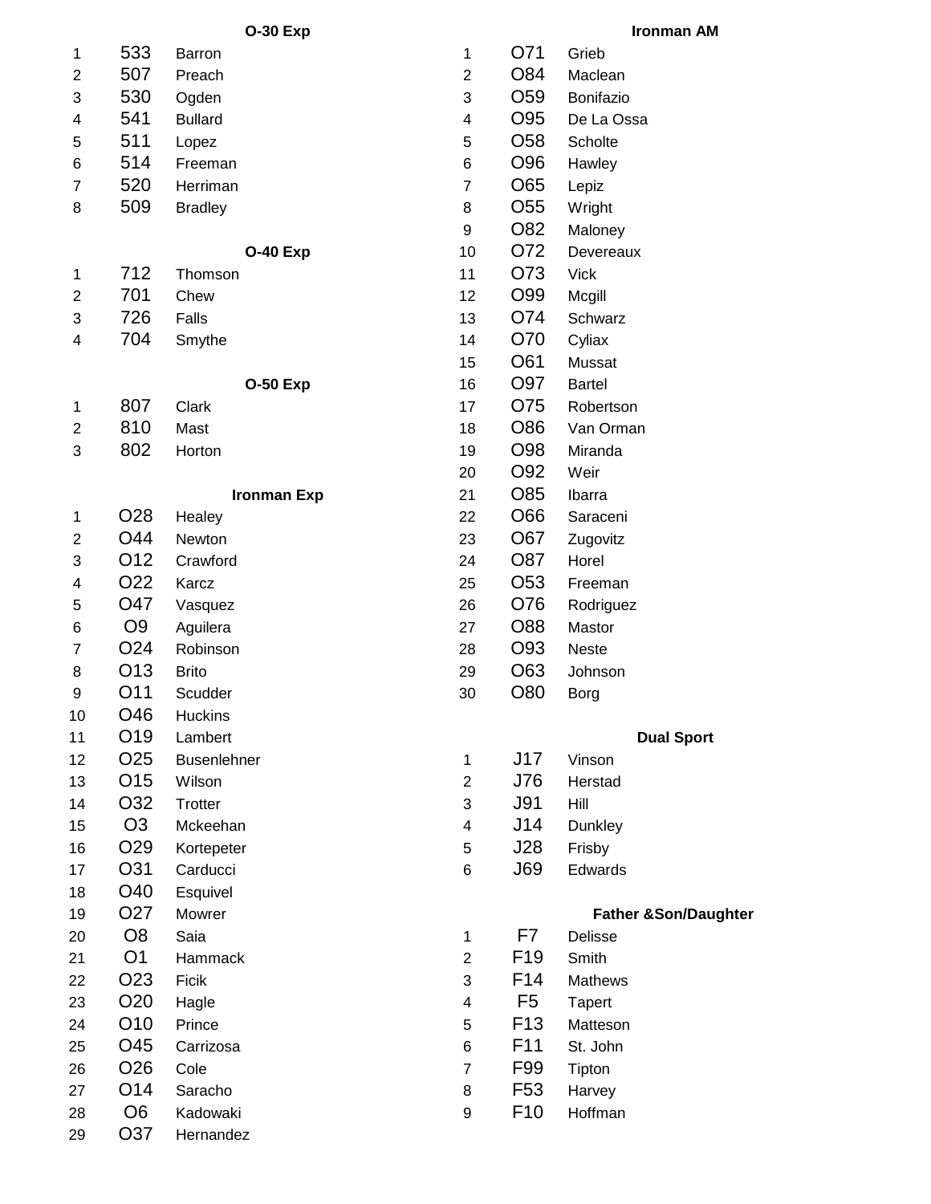### O-30 Exp

| | | |
|---|---|---|
| 1 | 533 | Barron |
| 2 | 507 | Preach |
| 3 | 530 | Ogden |
| 4 | 541 | Bullard |
| 5 | 511 | Lopez |
| 6 | 514 | Freeman |
| 7 | 520 | Herriman |
| 8 | 509 | Bradley |

### O-40 Exp

| | | |
|---|---|---|
| 1 | 712 | Thomson |
| 2 | 701 | Chew |
| 3 | 726 | Falls |
| 4 | 704 | Smythe |

### O-50 Exp

| | | |
|---|---|---|
| 1 | 807 | Clark |
| 2 | 810 | Mast |
| 3 | 802 | Horton |

### Ironman Exp

| | | |
|---|---|---|
| 1 | O28 | Healey |
| 2 | O44 | Newton |
| 3 | O12 | Crawford |
| 4 | O22 | Karcz |
| 5 | O47 | Vasquez |
| 6 | O9 | Aguilera |
| 7 | O24 | Robinson |
| 8 | O13 | Brito |
| 9 | O11 | Scudder |
| 10 | O46 | Huckins |
| 11 | O19 | Lambert |
| 12 | O25 | Busenlehner |
| 13 | O15 | Wilson |
| 14 | O32 | Trotter |
| 15 | O3 | Mckeehan |
| 16 | O29 | Kortepeter |
| 17 | O31 | Carducci |
| 18 | O40 | Esquivel |
| 19 | O27 | Mowrer |
| 20 | O8 | Saia |
| 21 | O1 | Hammack |
| 22 | O23 | Ficik |
| 23 | O20 | Hagle |
| 24 | O10 | Prince |
| 25 | O45 | Carrizosa |
| 26 | O26 | Cole |
| 27 | O14 | Saracho |
| 28 | O6 | Kadowaki |
| 29 | O37 | Hernandez |

### Ironman AM

| | | |
|---|---|---|
| 1 | O71 | Grieb |
| 2 | O84 | Maclean |
| 3 | O59 | Bonifazio |
| 4 | O95 | De La Ossa |
| 5 | O58 | Scholte |
| 6 | O96 | Hawley |
| 7 | O65 | Lepiz |
| 8 | O55 | Wright |
| 9 | O82 | Maloney |
| 10 | O72 | Devereaux |
| 11 | O73 | Vick |
| 12 | O99 | Mcgill |
| 13 | O74 | Schwarz |
| 14 | O70 | Cyliax |
| 15 | O61 | Mussat |
| 16 | O97 | Bartel |
| 17 | O75 | Robertson |
| 18 | O86 | Van Orman |
| 19 | O98 | Miranda |
| 20 | O92 | Weir |
| 21 | O85 | Ibarra |
| 22 | O66 | Saraceni |
| 23 | O67 | Zugovitz |
| 24 | O87 | Horel |
| 25 | O53 | Freeman |
| 26 | O76 | Rodriguez |
| 27 | O88 | Mastor |
| 28 | O93 | Neste |
| 29 | O63 | Johnson |
| 30 | O80 | Borg |

### Dual Sport

| | | |
|---|---|---|
| 1 | J17 | Vinson |
| 2 | J76 | Herstad |
| 3 | J91 | Hill |
| 4 | J14 | Dunkley |
| 5 | J28 | Frisby |
| 6 | J69 | Edwards |

### Father &Son/Daughter

| | | |
|---|---|---|
| 1 | F7 | Delisse |
| 2 | F19 | Smith |
| 3 | F14 | Mathews |
| 4 | F5 | Tapert |
| 5 | F13 | Matteson |
| 6 | F11 | St. John |
| 7 | F99 | Tipton |
| 8 | F53 | Harvey |
| 9 | F10 | Hoffman |